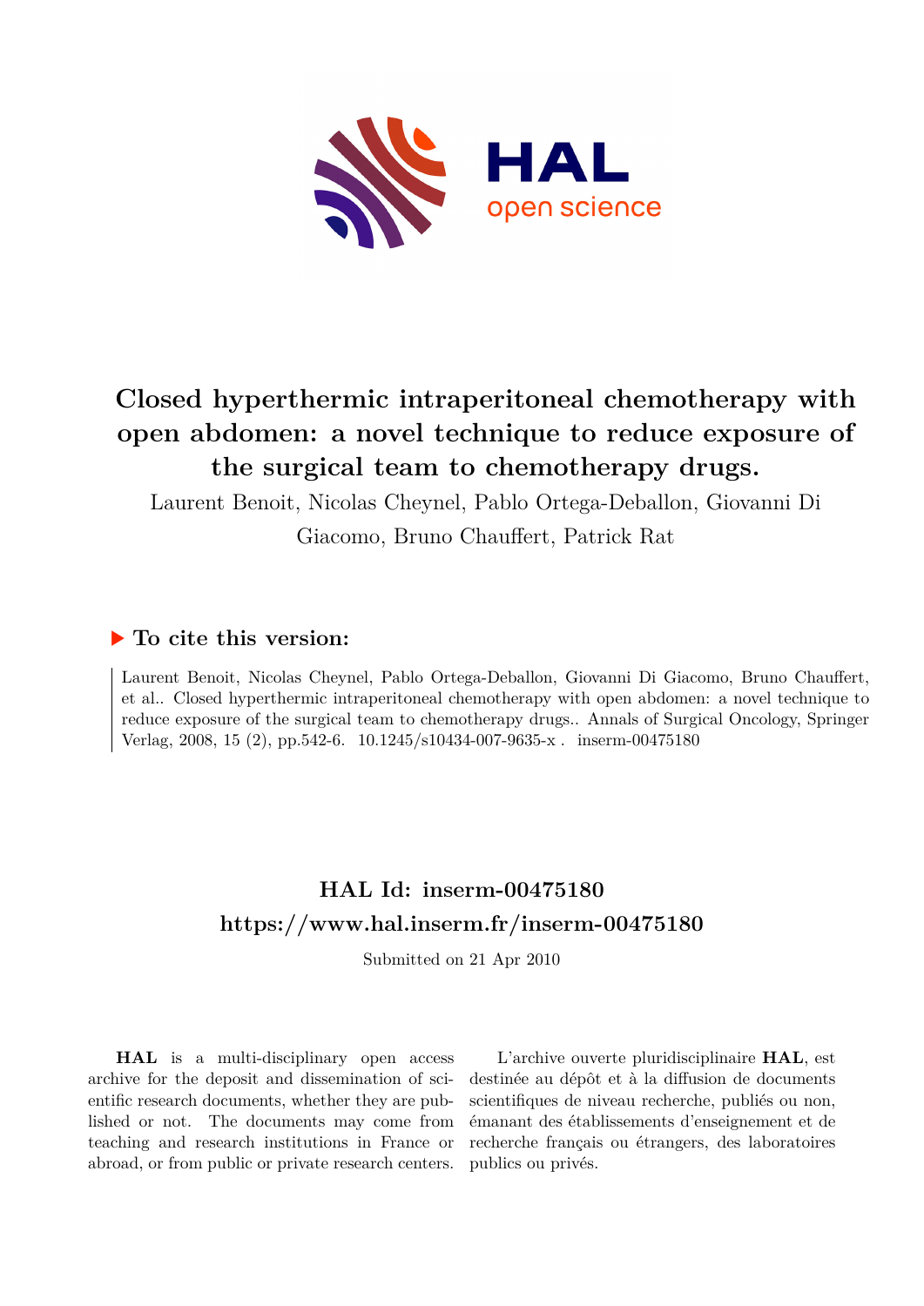# Closed hyperthermic intraperitoneal chemotherapy with open abdomen: a novel technique to reduce exposure of the surgical team to chemotherapy drugs.

Laurent Benoit, Nicolas Cheynel, Pablo Ortega-Deballon, Giovanni Di Giacomo, Bruno Chauffert, Patrick Rat

## ▶ To cite this version:

Laurent Benoit, Nicolas Cheynel, Pablo Ortega-Deballon, Giovanni Di Giacomo, Bruno Chauffert, et al.. Closed hyperthermic intraperitoneal chemotherapy with open abdomen: a novel technique to reduce exposure of the surgical team to chemotherapy drugs.. Annals of Surgical Oncology, Springer Verlag, 2008, 15 (2), pp.542-6. 10.1245/s10434-007-9635-x . inserm-00475180

## HAL Id: inserm-00475180
## https://www.hal.inserm.fr/inserm-00475180

Submitted on 21 Apr 2010

**HAL** is a multi-disciplinary open access archive for the deposit and dissemination of scientific research documents, whether they are published or not. The documents may come from teaching and research institutions in France or abroad, or from public or private research centers.

L'archive ouverte pluridisciplinaire **HAL**, est destinée au dépôt et à la diffusion de documents scientifiques de niveau recherche, publiés ou non, émanant des établissements d'enseignement et de recherche français ou étrangers, des laboratoires publics ou privés.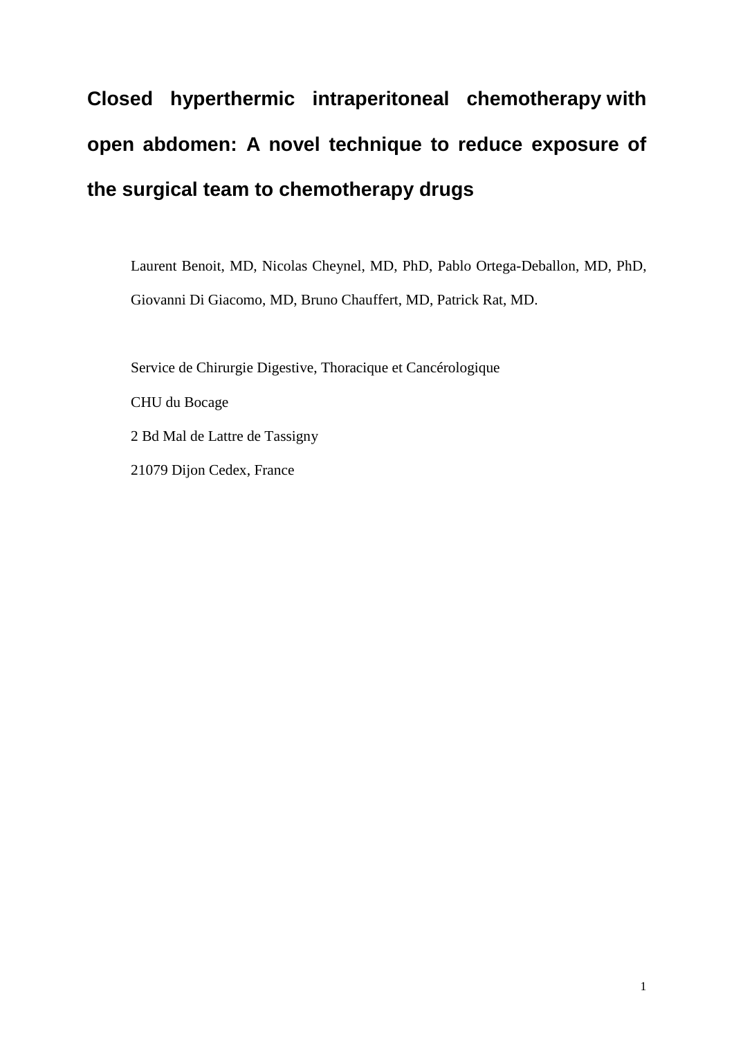# Closed hyperthermic intraperitoneal chemotherapy with open abdomen: A novel technique to reduce exposure of the surgical team to chemotherapy drugs

Laurent Benoit, MD, Nicolas Cheynel, MD, PhD, Pablo Ortega-Deballon, MD, PhD, Giovanni Di Giacomo, MD, Bruno Chauffert, MD, Patrick Rat, MD.

Service de Chirurgie Digestive, Thoracique et Cancérologique

CHU du Bocage

2 Bd Mal de Lattre de Tassigny

21079 Dijon Cedex, France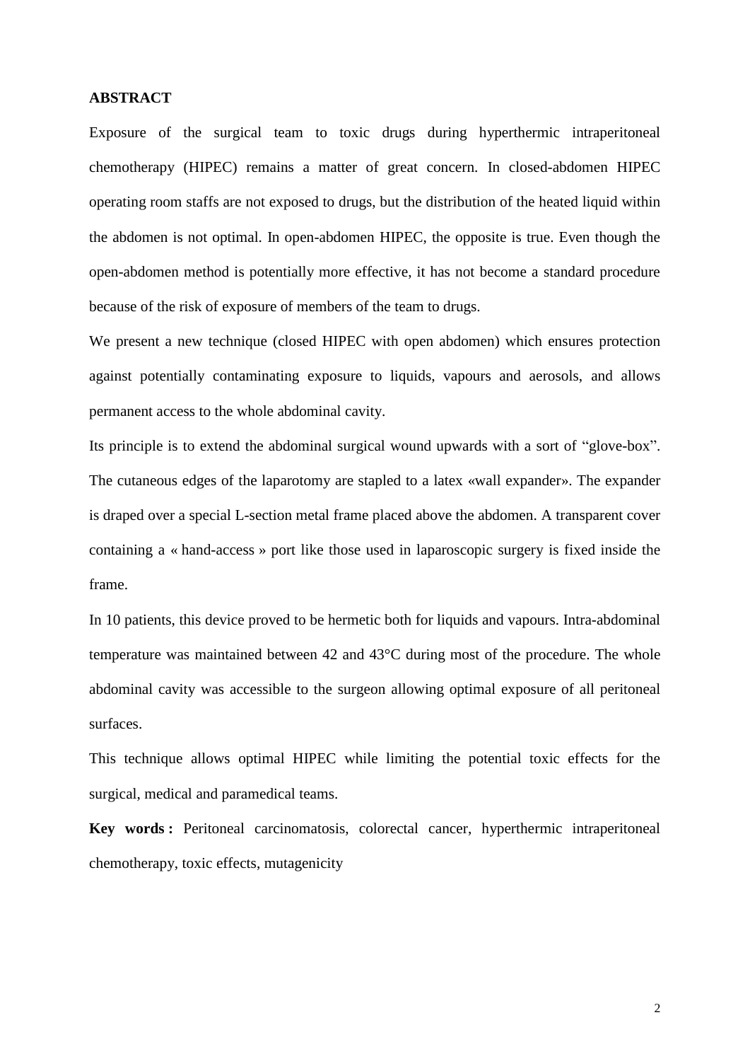**ABSTRACT**

Exposure of the surgical team to toxic drugs during hyperthermic intraperitoneal chemotherapy (HIPEC) remains a matter of great concern. In closed-abdomen HIPEC operating room staffs are not exposed to drugs, but the distribution of the heated liquid within the abdomen is not optimal. In open-abdomen HIPEC, the opposite is true. Even though the open-abdomen method is potentially more effective, it has not become a standard procedure because of the risk of exposure of members of the team to drugs.

We present a new technique (closed HIPEC with open abdomen) which ensures protection against potentially contaminating exposure to liquids, vapours and aerosols, and allows permanent access to the whole abdominal cavity.

Its principle is to extend the abdominal surgical wound upwards with a sort of "glove-box". The cutaneous edges of the laparotomy are stapled to a latex «wall expander». The expander is draped over a special L-section metal frame placed above the abdomen. A transparent cover containing a « hand-access » port like those used in laparoscopic surgery is fixed inside the frame.

In 10 patients, this device proved to be hermetic both for liquids and vapours. Intra-abdominal temperature was maintained between 42 and 43°C during most of the procedure. The whole abdominal cavity was accessible to the surgeon allowing optimal exposure of all peritoneal surfaces.

This technique allows optimal HIPEC while limiting the potential toxic effects for the surgical, medical and paramedical teams.

**Key words :** Peritoneal carcinomatosis, colorectal cancer, hyperthermic intraperitoneal chemotherapy, toxic effects, mutagenicity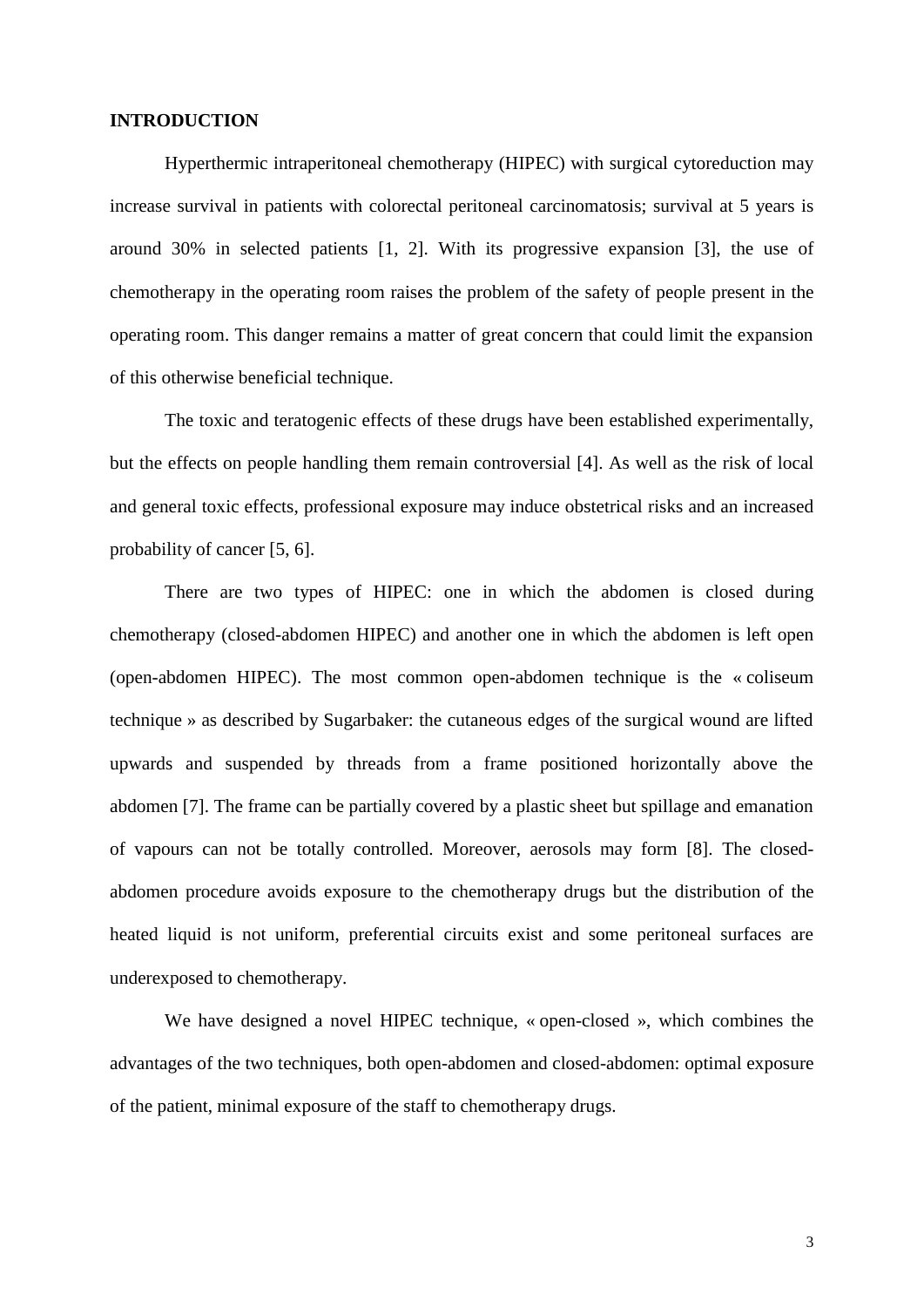## INTRODUCTION

Hyperthermic intraperitoneal chemotherapy (HIPEC) with surgical cytoreduction may increase survival in patients with colorectal peritoneal carcinomatosis; survival at 5 years is around 30% in selected patients [1, 2]. With its progressive expansion [3], the use of chemotherapy in the operating room raises the problem of the safety of people present in the operating room. This danger remains a matter of great concern that could limit the expansion of this otherwise beneficial technique.

The toxic and teratogenic effects of these drugs have been established experimentally, but the effects on people handling them remain controversial [4]. As well as the risk of local and general toxic effects, professional exposure may induce obstetrical risks and an increased probability of cancer [5, 6].

There are two types of HIPEC: one in which the abdomen is closed during chemotherapy (closed-abdomen HIPEC) and another one in which the abdomen is left open (open-abdomen HIPEC). The most common open-abdomen technique is the « coliseum technique » as described by Sugarbaker: the cutaneous edges of the surgical wound are lifted upwards and suspended by threads from a frame positioned horizontally above the abdomen [7]. The frame can be partially covered by a plastic sheet but spillage and emanation of vapours can not be totally controlled. Moreover, aerosols may form [8]. The closed-abdomen procedure avoids exposure to the chemotherapy drugs but the distribution of the heated liquid is not uniform, preferential circuits exist and some peritoneal surfaces are underexposed to chemotherapy.

We have designed a novel HIPEC technique, « open-closed », which combines the advantages of the two techniques, both open-abdomen and closed-abdomen: optimal exposure of the patient, minimal exposure of the staff to chemotherapy drugs.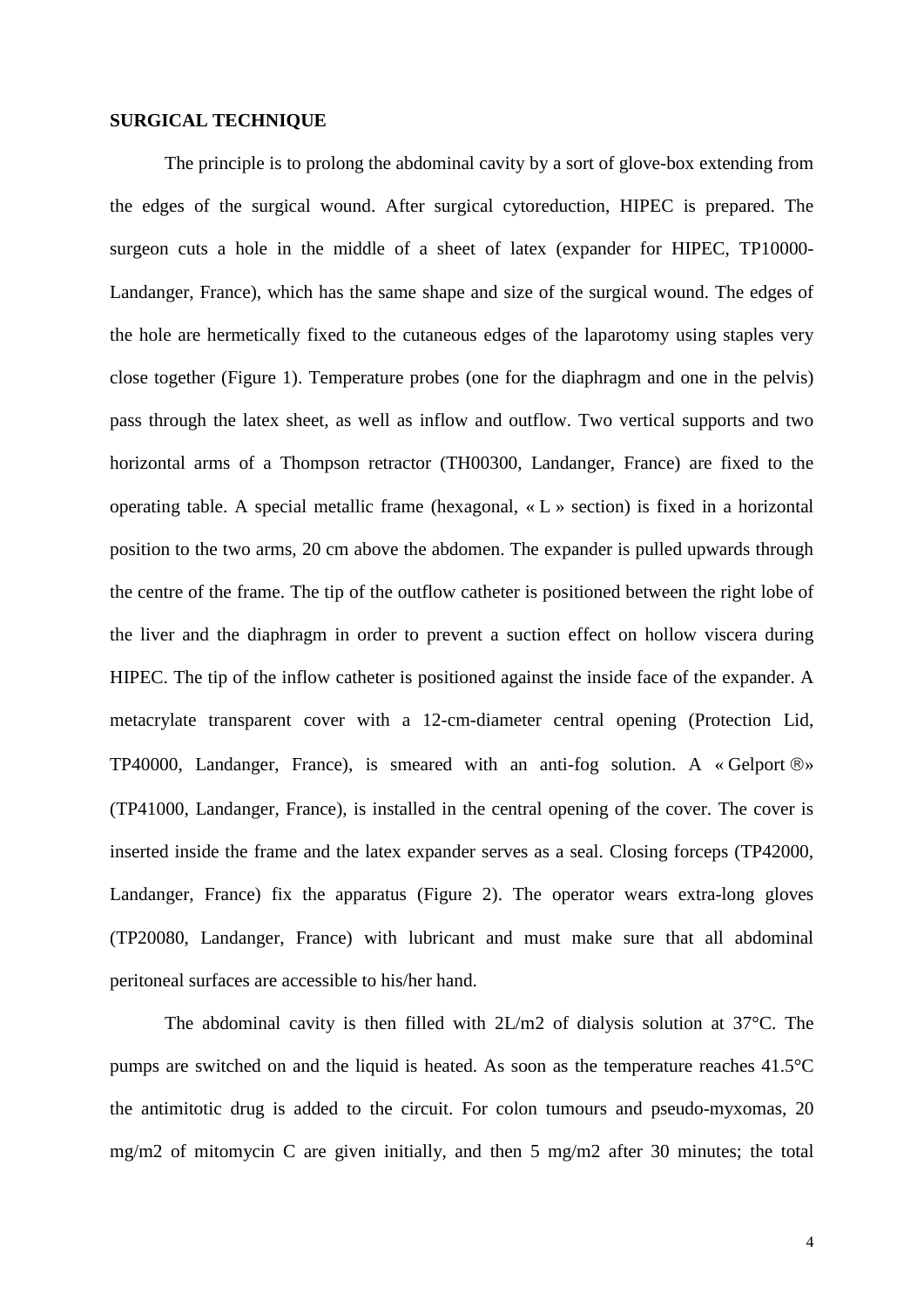## SURGICAL TECHNIQUE

The principle is to prolong the abdominal cavity by a sort of glove-box extending from the edges of the surgical wound. After surgical cytoreduction, HIPEC is prepared. The surgeon cuts a hole in the middle of a sheet of latex (expander for HIPEC, TP10000-Landanger, France), which has the same shape and size of the surgical wound. The edges of the hole are hermetically fixed to the cutaneous edges of the laparotomy using staples very close together (Figure 1). Temperature probes (one for the diaphragm and one in the pelvis) pass through the latex sheet, as well as inflow and outflow. Two vertical supports and two horizontal arms of a Thompson retractor (TH00300, Landanger, France) are fixed to the operating table. A special metallic frame (hexagonal, « L » section) is fixed in a horizontal position to the two arms, 20 cm above the abdomen. The expander is pulled upwards through the centre of the frame. The tip of the outflow catheter is positioned between the right lobe of the liver and the diaphragm in order to prevent a suction effect on hollow viscera during HIPEC. The tip of the inflow catheter is positioned against the inside face of the expander. A metacrylate transparent cover with a 12-cm-diameter central opening (Protection Lid, TP40000, Landanger, France), is smeared with an anti-fog solution. A « Gelport ®» (TP41000, Landanger, France), is installed in the central opening of the cover. The cover is inserted inside the frame and the latex expander serves as a seal. Closing forceps (TP42000, Landanger, France) fix the apparatus (Figure 2). The operator wears extra-long gloves (TP20080, Landanger, France) with lubricant and must make sure that all abdominal peritoneal surfaces are accessible to his/her hand.

The abdominal cavity is then filled with 2L/m2 of dialysis solution at 37°C. The pumps are switched on and the liquid is heated. As soon as the temperature reaches 41.5°C the antimitotic drug is added to the circuit. For colon tumours and pseudo-myxomas, 20 mg/m2 of mitomycin C are given initially, and then 5 mg/m2 after 30 minutes; the total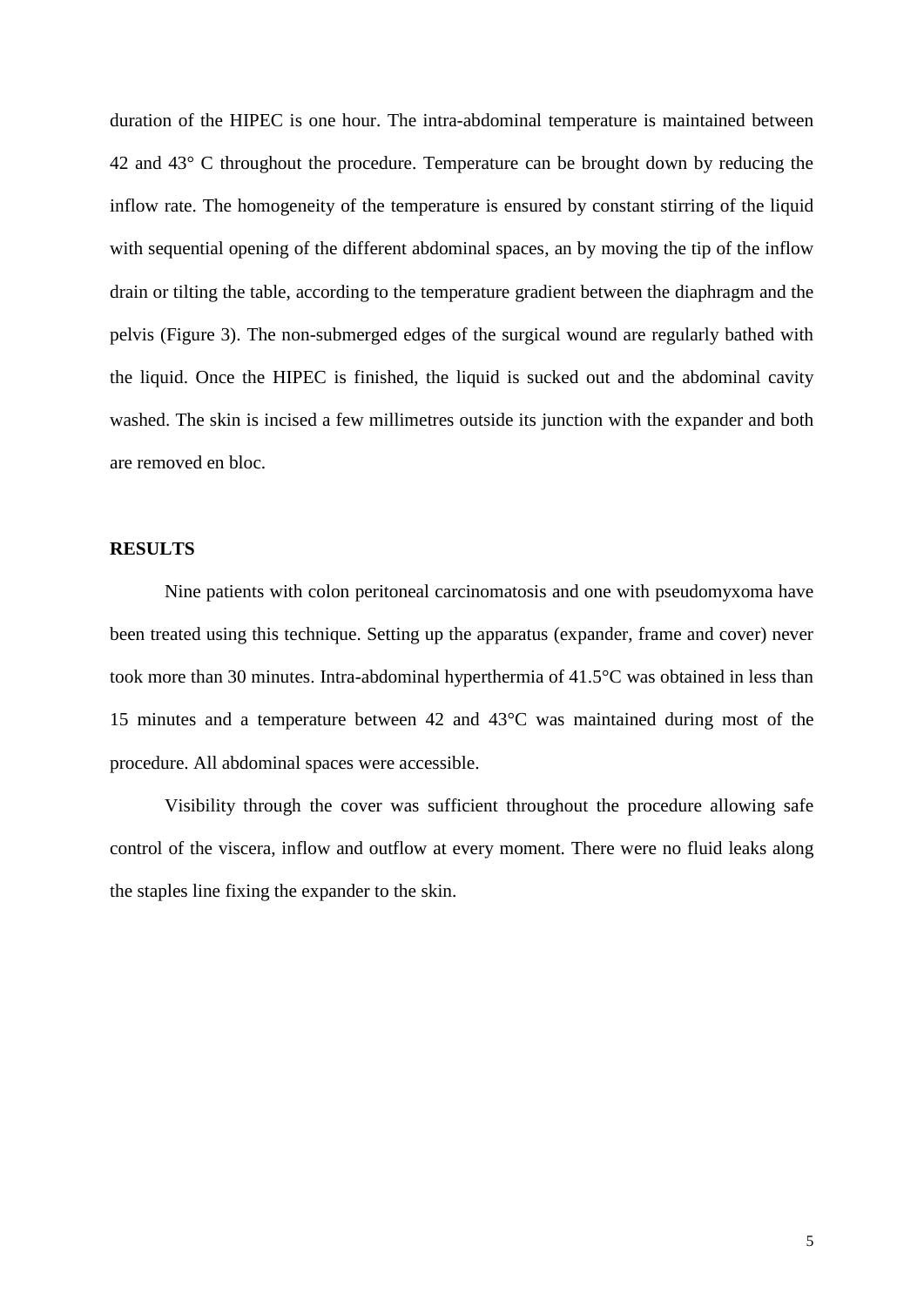duration of the HIPEC is one hour. The intra-abdominal temperature is maintained between 42 and 43° C throughout the procedure. Temperature can be brought down by reducing the inflow rate. The homogeneity of the temperature is ensured by constant stirring of the liquid with sequential opening of the different abdominal spaces, an by moving the tip of the inflow drain or tilting the table, according to the temperature gradient between the diaphragm and the pelvis (Figure 3). The non-submerged edges of the surgical wound are regularly bathed with the liquid. Once the HIPEC is finished, the liquid is sucked out and the abdominal cavity washed. The skin is incised a few millimetres outside its junction with the expander and both are removed en bloc.

## RESULTS

Nine patients with colon peritoneal carcinomatosis and one with pseudomyxoma have been treated using this technique. Setting up the apparatus (expander, frame and cover) never took more than 30 minutes. Intra-abdominal hyperthermia of 41.5°C was obtained in less than 15 minutes and a temperature between 42 and 43°C was maintained during most of the procedure. All abdominal spaces were accessible.

Visibility through the cover was sufficient throughout the procedure allowing safe control of the viscera, inflow and outflow at every moment. There were no fluid leaks along the staples line fixing the expander to the skin.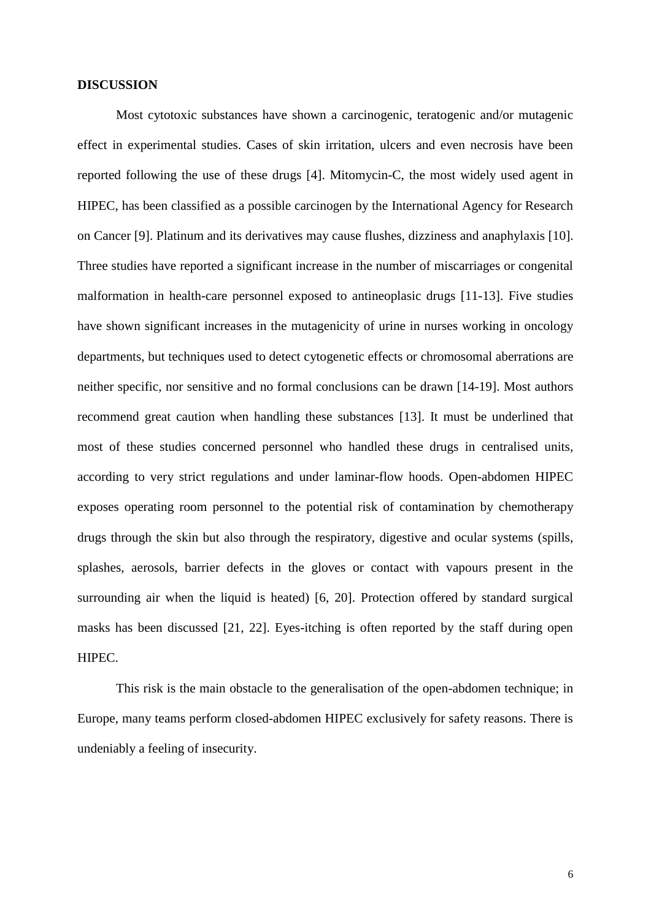## DISCUSSION

Most cytotoxic substances have shown a carcinogenic, teratogenic and/or mutagenic effect in experimental studies. Cases of skin irritation, ulcers and even necrosis have been reported following the use of these drugs [4]. Mitomycin-C, the most widely used agent in HIPEC, has been classified as a possible carcinogen by the International Agency for Research on Cancer [9]. Platinum and its derivatives may cause flushes, dizziness and anaphylaxis [10]. Three studies have reported a significant increase in the number of miscarriages or congenital malformation in health-care personnel exposed to antineoplasic drugs [11-13]. Five studies have shown significant increases in the mutagenicity of urine in nurses working in oncology departments, but techniques used to detect cytogenetic effects or chromosomal aberrations are neither specific, nor sensitive and no formal conclusions can be drawn [14-19]. Most authors recommend great caution when handling these substances [13]. It must be underlined that most of these studies concerned personnel who handled these drugs in centralised units, according to very strict regulations and under laminar-flow hoods. Open-abdomen HIPEC exposes operating room personnel to the potential risk of contamination by chemotherapy drugs through the skin but also through the respiratory, digestive and ocular systems (spills, splashes, aerosols, barrier defects in the gloves or contact with vapours present in the surrounding air when the liquid is heated) [6, 20]. Protection offered by standard surgical masks has been discussed [21, 22]. Eyes-itching is often reported by the staff during open HIPEC.

This risk is the main obstacle to the generalisation of the open-abdomen technique; in Europe, many teams perform closed-abdomen HIPEC exclusively for safety reasons. There is undeniably a feeling of insecurity.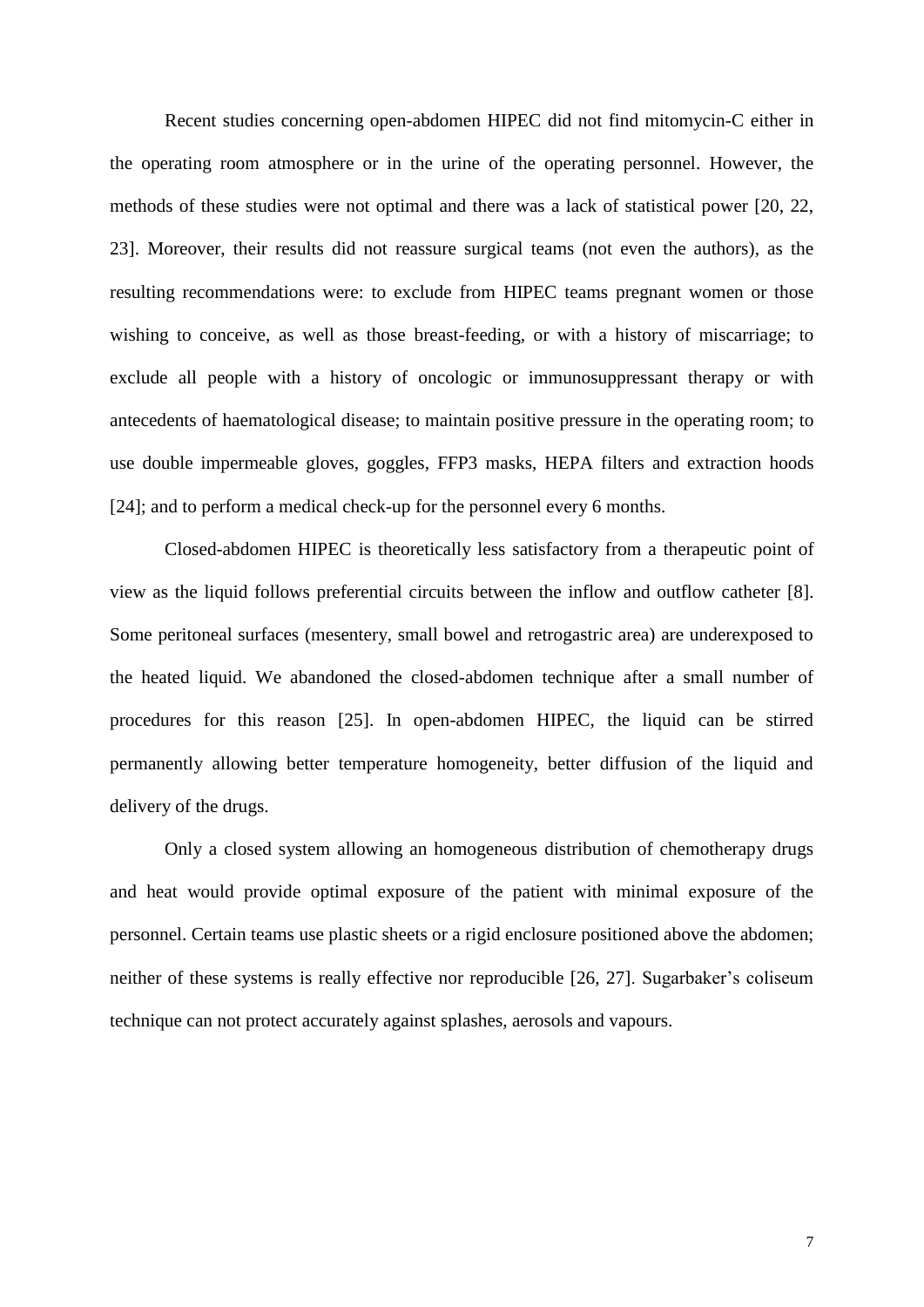Recent studies concerning open-abdomen HIPEC did not find mitomycin-C either in the operating room atmosphere or in the urine of the operating personnel. However, the methods of these studies were not optimal and there was a lack of statistical power [20, 22, 23]. Moreover, their results did not reassure surgical teams (not even the authors), as the resulting recommendations were: to exclude from HIPEC teams pregnant women or those wishing to conceive, as well as those breast-feeding, or with a history of miscarriage; to exclude all people with a history of oncologic or immunosuppressant therapy or with antecedents of haematological disease; to maintain positive pressure in the operating room; to use double impermeable gloves, goggles, FFP3 masks, HEPA filters and extraction hoods [24]; and to perform a medical check-up for the personnel every 6 months.

Closed-abdomen HIPEC is theoretically less satisfactory from a therapeutic point of view as the liquid follows preferential circuits between the inflow and outflow catheter [8]. Some peritoneal surfaces (mesentery, small bowel and retrogastric area) are underexposed to the heated liquid. We abandoned the closed-abdomen technique after a small number of procedures for this reason [25]. In open-abdomen HIPEC, the liquid can be stirred permanently allowing better temperature homogeneity, better diffusion of the liquid and delivery of the drugs.

Only a closed system allowing an homogeneous distribution of chemotherapy drugs and heat would provide optimal exposure of the patient with minimal exposure of the personnel. Certain teams use plastic sheets or a rigid enclosure positioned above the abdomen; neither of these systems is really effective nor reproducible [26, 27]. Sugarbaker's coliseum technique can not protect accurately against splashes, aerosols and vapours.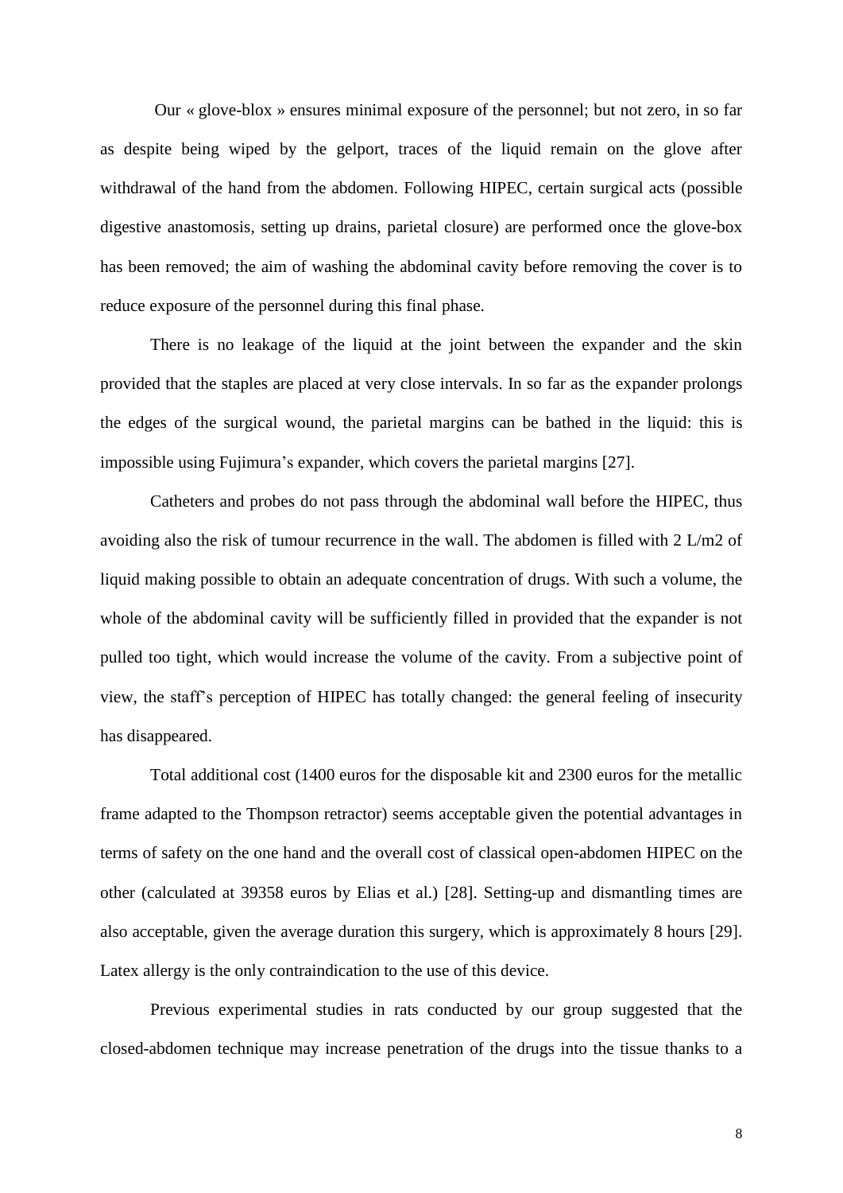Our « glove-blox » ensures minimal exposure of the personnel; but not zero, in so far as despite being wiped by the gelport, traces of the liquid remain on the glove after withdrawal of the hand from the abdomen. Following HIPEC, certain surgical acts (possible digestive anastomosis, setting up drains, parietal closure) are performed once the glove-box has been removed; the aim of washing the abdominal cavity before removing the cover is to reduce exposure of the personnel during this final phase.

There is no leakage of the liquid at the joint between the expander and the skin provided that the staples are placed at very close intervals. In so far as the expander prolongs the edges of the surgical wound, the parietal margins can be bathed in the liquid: this is impossible using Fujimura's expander, which covers the parietal margins [27].

Catheters and probes do not pass through the abdominal wall before the HIPEC, thus avoiding also the risk of tumour recurrence in the wall. The abdomen is filled with 2 L/m2 of liquid making possible to obtain an adequate concentration of drugs. With such a volume, the whole of the abdominal cavity will be sufficiently filled in provided that the expander is not pulled too tight, which would increase the volume of the cavity. From a subjective point of view, the staff's perception of HIPEC has totally changed: the general feeling of insecurity has disappeared.

Total additional cost (1400 euros for the disposable kit and 2300 euros for the metallic frame adapted to the Thompson retractor) seems acceptable given the potential advantages in terms of safety on the one hand and the overall cost of classical open-abdomen HIPEC on the other (calculated at 39358 euros by Elias et al.) [28]. Setting-up and dismantling times are also acceptable, given the average duration this surgery, which is approximately 8 hours [29]. Latex allergy is the only contraindication to the use of this device.

Previous experimental studies in rats conducted by our group suggested that the closed-abdomen technique may increase penetration of the drugs into the tissue thanks to a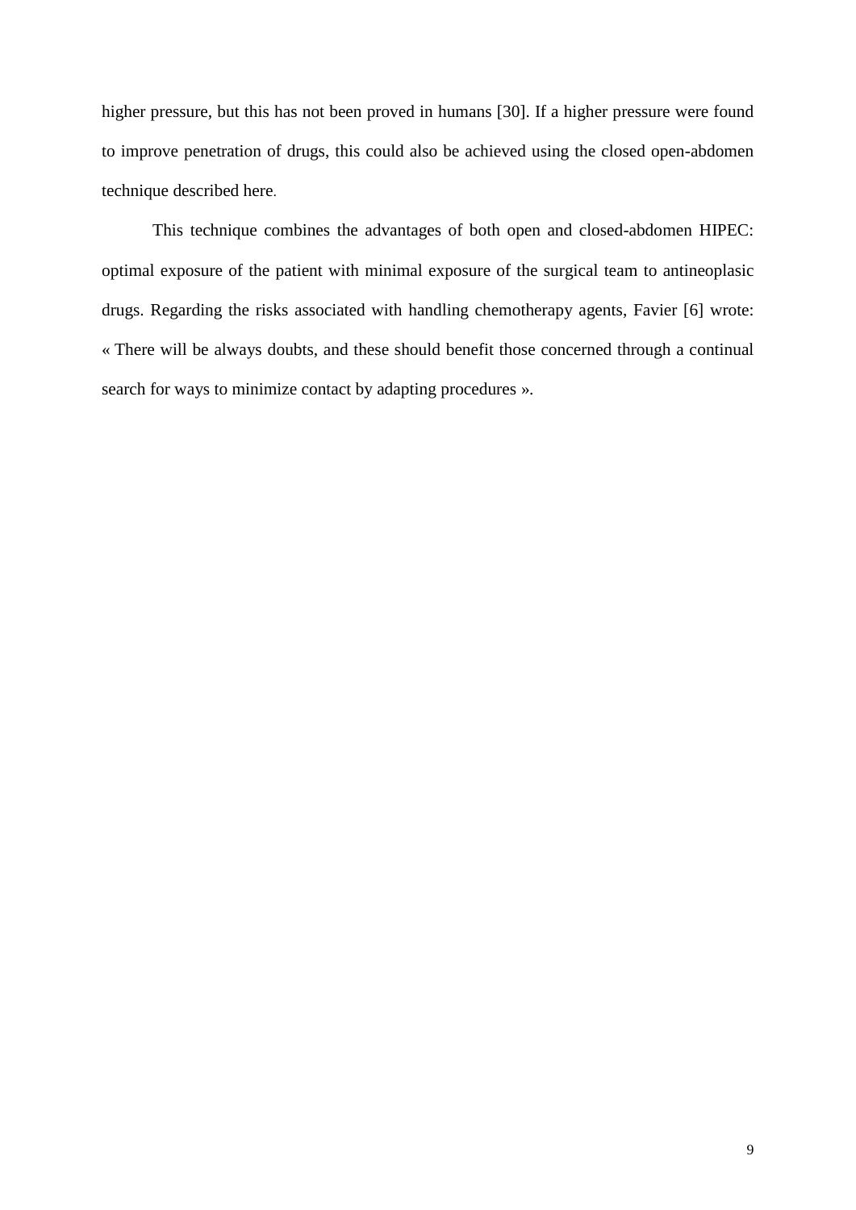higher pressure, but this has not been proved in humans [30]. If a higher pressure were found to improve penetration of drugs, this could also be achieved using the closed open-abdomen technique described here.

This technique combines the advantages of both open and closed-abdomen HIPEC: optimal exposure of the patient with minimal exposure of the surgical team to antineoplasic drugs. Regarding the risks associated with handling chemotherapy agents, Favier [6] wrote: « There will be always doubts, and these should benefit those concerned through a continual search for ways to minimize contact by adapting procedures ».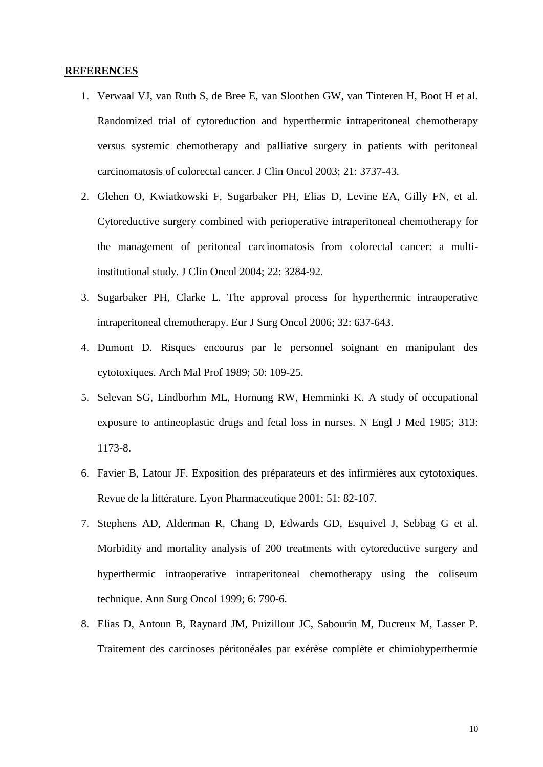**REFERENCES**

1. Verwaal VJ, van Ruth S, de Bree E, van Slothen GW, van Tinteren H, Boot H et al. Randomized trial of cytoreduction and hyperthermic intraperitoneal chemotherapy versus systemic chemotherapy and palliative surgery in patients with peritoneal carcinomatosis of colorectal cancer. J Clin Oncol 2003; 21: 3737-43.
2. Glehen O, Kwiatkowski F, Sugarbaker PH, Elias D, Levine EA, Gilly FN, et al. Cytoreductive surgery combined with perioperative intraperitoneal chemotherapy for the management of peritoneal carcinomatosis from colorectal cancer: a multi-institutional study. J Clin Oncol 2004; 22: 3284-92.
3. Sugarbaker PH, Clarke L. The approval process for hyperthermic intraoperative intraperitoneal chemotherapy. Eur J Surg Oncol 2006; 32: 637-643.
4. Dumont D. Risques encourus par le personnel soignant en manipulant des cytotoxiques. Arch Mal Prof 1989; 50: 109-25.
5. Selevan SG, Lindborhm ML, Hornung RW, Hemminki K. A study of occupational exposure to antineoplastic drugs and fetal loss in nurses. N Engl J Med 1985; 313: 1173-8.
6. Favier B, Latour JF. Exposition des préparateurs et des infirmières aux cytotoxiques. Revue de la littérature. Lyon Pharmaceutique 2001; 51: 82-107.
7. Stephens AD, Alderman R, Chang D, Edwards GD, Esquivel J, Sebbag G et al. Morbidity and mortality analysis of 200 treatments with cytoreductive surgery and hyperthermic intraoperative intraperitoneal chemotherapy using the coliseum technique. Ann Surg Oncol 1999; 6: 790-6.
8. Elias D, Antoun B, Raynard JM, Puizillout JC, Sabourin M, Ducreux M, Lasser P. Traitement des carcinoses péritonéales par exérèse complète et chimiohyperthermie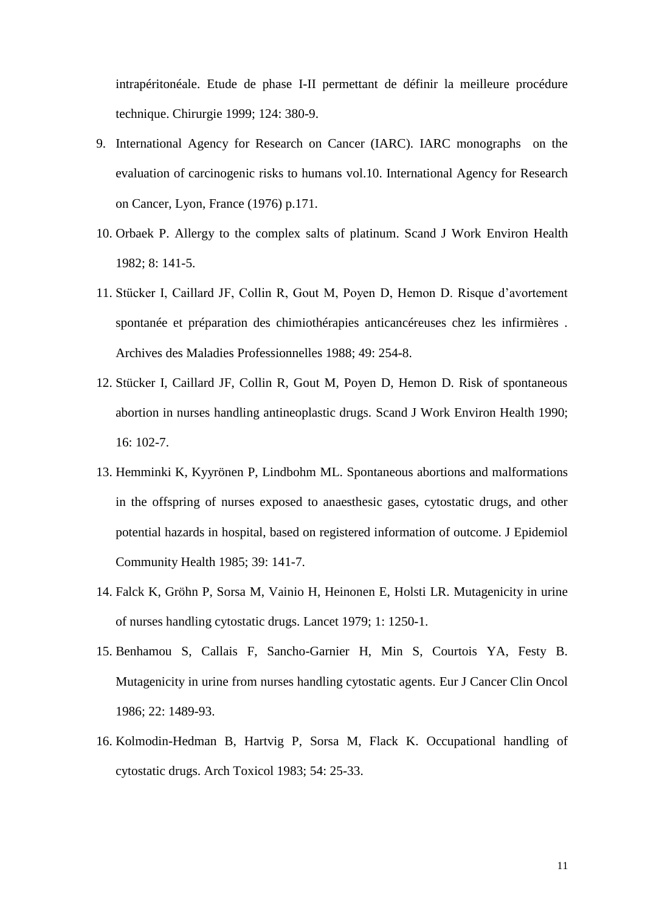intrapéritonéale. Etude de phase I-II permettant de définir la meilleure procédure technique. Chirurgie 1999; 124: 380-9.

9. International Agency for Research on Cancer (IARC). IARC monographs on the evaluation of carcinogenic risks to humans vol.10. International Agency for Research on Cancer, Lyon, France (1976) p.171.
10. Orbaek P. Allergy to the complex salts of platinum. Scand J Work Environ Health 1982; 8: 141-5.
11. Stücker I, Caillard JF, Collin R, Gout M, Poyen D, Hemon D. Risque d'avortement spontanée et préparation des chimiothérapies anticancéreuses chez les infirmières . Archives des Maladies Professionnelles 1988; 49: 254-8.
12. Stücker I, Caillard JF, Collin R, Gout M, Poyen D, Hemon D. Risk of spontaneous abortion in nurses handling antineoplastic drugs. Scand J Work Environ Health 1990; 16: 102-7.
13. Hemminki K, Kyyrönen P, Lindbohm ML. Spontaneous abortions and malformations in the offspring of nurses exposed to anaesthesic gases, cytostatic drugs, and other potential hazards in hospital, based on registered information of outcome. J Epidemiol Community Health 1985; 39: 141-7.
14. Falck K, Gröhn P, Sorsa M, Vainio H, Heinonen E, Holsti LR. Mutagenicity in urine of nurses handling cytostatic drugs. Lancet 1979; 1: 1250-1.
15. Benhamou S, Callais F, Sancho-Garnier H, Min S, Courtois YA, Festy B. Mutagenicity in urine from nurses handling cytostatic agents. Eur J Cancer Clin Oncol 1986; 22: 1489-93.
16. Kolmodin-Hedman B, Hartvig P, Sorsa M, Flack K. Occupational handling of cytostatic drugs. Arch Toxicol 1983; 54: 25-33.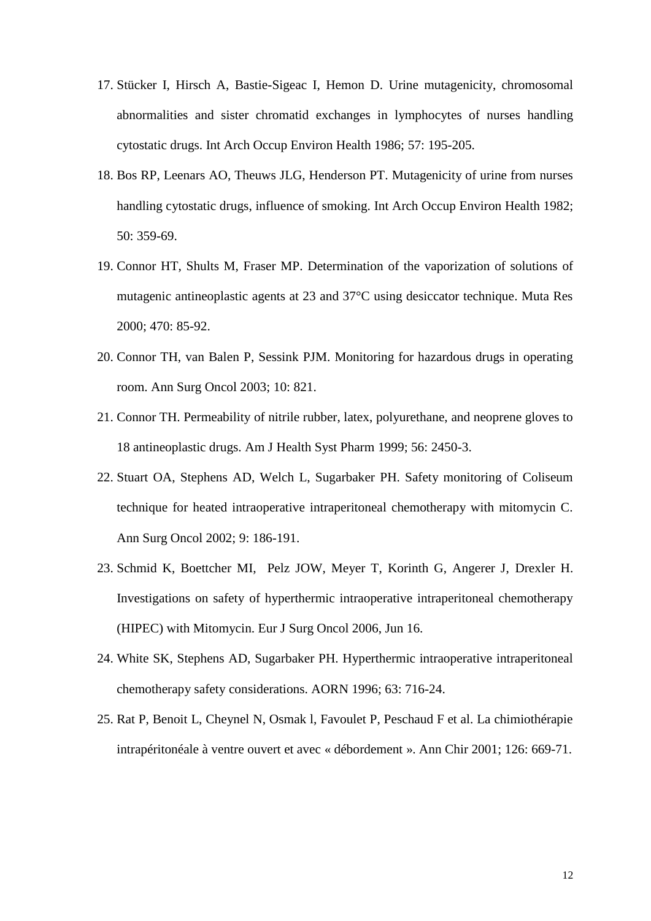17. Stücker I, Hirsch A, Bastie-Sigeac I, Hemon D. Urine mutagenicity, chromosomal abnormalities and sister chromatid exchanges in lymphocytes of nurses handling cytostatic drugs. Int Arch Occup Environ Health 1986; 57: 195-205.
18. Bos RP, Leenars AO, Theuws JLG, Henderson PT. Mutagenicity of urine from nurses handling cytostatic drugs, influence of smoking. Int Arch Occup Environ Health 1982; 50: 359-69.
19. Connor HT, Shults M, Fraser MP. Determination of the vaporization of solutions of mutagenic antineoplastic agents at 23 and 37°C using desiccator technique. Muta Res 2000; 470: 85-92.
20. Connor TH, van Balen P, Sessink PJM. Monitoring for hazardous drugs in operating room. Ann Surg Oncol 2003; 10: 821.
21. Connor TH. Permeability of nitrile rubber, latex, polyurethane, and neoprene gloves to 18 antineoplastic drugs. Am J Health Syst Pharm 1999; 56: 2450-3.
22. Stuart OA, Stephens AD, Welch L, Sugarbaker PH. Safety monitoring of Coliseum technique for heated intraoperative intraperitoneal chemotherapy with mitomycin C. Ann Surg Oncol 2002; 9: 186-191.
23. Schmid K, Boettcher MI, Pelz JOW, Meyer T, Korinth G, Angerer J, Drexler H. Investigations on safety of hyperthermic intraoperative intraperitoneal chemotherapy (HIPEC) with Mitomycin. Eur J Surg Oncol 2006, Jun 16.
24. White SK, Stephens AD, Sugarbaker PH. Hyperthermic intraoperative intraperitoneal chemotherapy safety considerations. AORN 1996; 63: 716-24.
25. Rat P, Benoit L, Cheynel N, Osmak l, Favoulet P, Peschaud F et al. La chimiothérapie intrapéritonéale à ventre ouvert et avec « débordement ». Ann Chir 2001; 126: 669-71.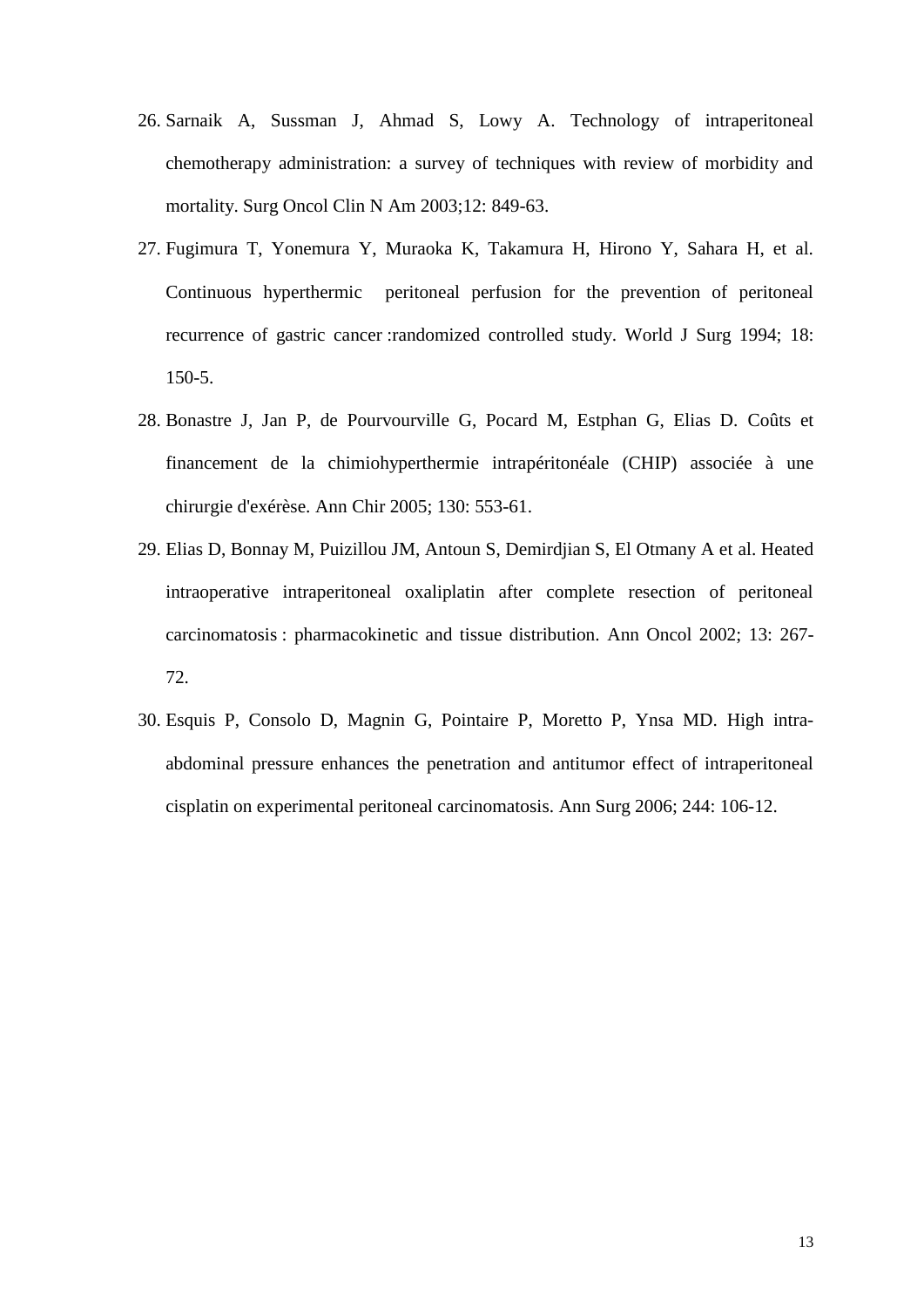26. Sarnaik A, Sussman J, Ahmad S, Lowy A. Technology of intraperitoneal chemotherapy administration: a survey of techniques with review of morbidity and mortality. Surg Oncol Clin N Am 2003;12: 849-63.
27. Fugimura T, Yonemura Y, Muraoka K, Takamura H, Hirono Y, Sahara H, et al. Continuous hyperthermic peritoneal perfusion for the prevention of peritoneal recurrence of gastric cancer :randomized controlled study. World J Surg 1994; 18: 150-5.
28. Bonastre J, Jan P, de Pourvourville G, Pocard M, Estphan G, Elias D. Coûts et financement de la chimiohyperthermie intrapéritonéale (CHIP) associée à une chirurgie d'exérèse. Ann Chir 2005; 130: 553-61.
29. Elias D, Bonnay M, Puizillou JM, Antoun S, Demirdjian S, El Otmany A et al. Heated intraoperative intraperitoneal oxaliplatin after complete resection of peritoneal carcinomatosis : pharmacokinetic and tissue distribution. Ann Oncol 2002; 13: 267-72.
30. Esquis P, Consolo D, Magnin G, Pointaire P, Moretto P, Ynsa MD. High intra-abdominal pressure enhances the penetration and antitumor effect of intraperitoneal cisplatin on experimental peritoneal carcinomatosis. Ann Surg 2006; 244: 106-12.